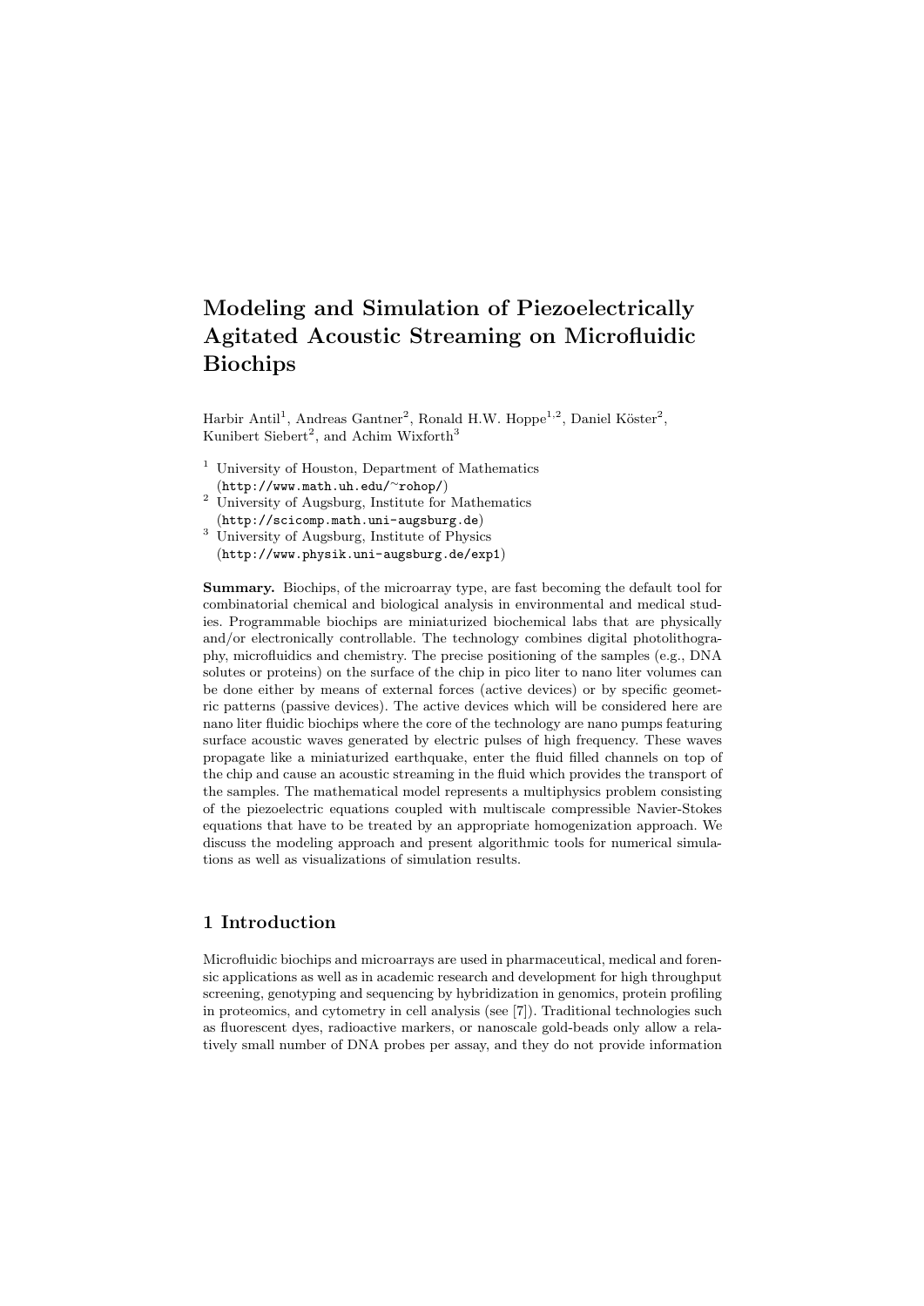# Modeling and Simulation of Piezoelectrically Agitated Acoustic Streaming on Microfluidic Biochips

Harbir Antil[1], Andreas Gantner[2], Ronald H.W. Hoppe[1,2], Daniel Köster[2], Kunibert Siebert[2], and Achim Wixforth[3]

[1] University of Houston, Department of Mathematics (http://www.math.uh.edu/~rohop/)

[2] University of Augsburg, Institute for Mathematics (http://scicomp.math.uni-augsburg.de)

[3] University of Augsburg, Institute of Physics (http://www.physik.uni-augsburg.de/exp1)

**Summary.** Biochips, of the microarray type, are fast becoming the default tool for combinatorial chemical and biological analysis in environmental and medical studies. Programmable biochips are miniaturized biochemical labs that are physically and/or electronically controllable. The technology combines digital photolithography, microfluidics and chemistry. The precise positioning of the samples (e.g., DNA solutes or proteins) on the surface of the chip in pico liter to nano liter volumes can be done either by means of external forces (active devices) or by specific geometric patterns (passive devices). The active devices which will be considered here are nano liter fluidic biochips where the core of the technology are nano pumps featuring surface acoustic waves generated by electric pulses of high frequency. These waves propagate like a miniaturized earthquake, enter the fluid filled channels on top of the chip and cause an acoustic streaming in the fluid which provides the transport of the samples. The mathematical model represents a multiphysics problem consisting of the piezoelectric equations coupled with multiscale compressible Navier-Stokes equations that have to be treated by an appropriate homogenization approach. We discuss the modeling approach and present algorithmic tools for numerical simulations as well as visualizations of simulation results.

## 1 Introduction

Microfluidic biochips and microarrays are used in pharmaceutical, medical and forensic applications as well as in academic research and development for high throughput screening, genotyping and sequencing by hybridization in genomics, protein profiling in proteomics, and cytometry in cell analysis (see [7]). Traditional technologies such as fluorescent dyes, radioactive markers, or nanoscale gold-beads only allow a relatively small number of DNA probes per assay, and they do not provide information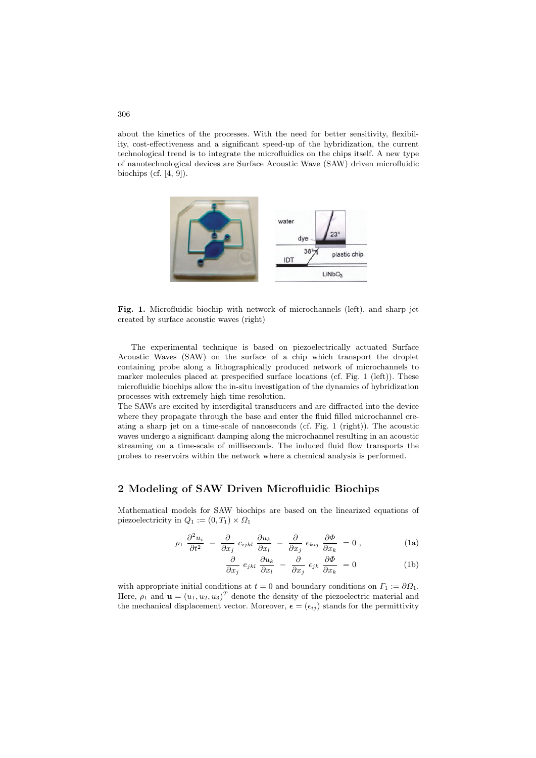about the kinetics of the processes. With the need for better sensitivity, flexibility, cost-effectiveness and a significant speed-up of the hybridization, the current technological trend is to integrate the microfluidics on the chips itself. A new type of nanotechnological devices are Surface Acoustic Wave (SAW) driven microfluidic biochips (cf. [4, 9]).

**Fig. 1.** Microfluidic biochip with network of microchannels (left), and sharp jet created by surface acoustic waves (right)

The experimental technique is based on piezoelectrically actuated Surface Acoustic Waves (SAW) on the surface of a chip which transport the droplet containing probe along a lithographically produced network of microchannels to marker molecules placed at prespecified surface locations (cf. Fig. 1 (left)). These microfluidic biochips allow the in-situ investigation of the dynamics of hybridization processes with extremely high time resolution.

The SAWs are excited by interdigital transducers and are diffracted into the device where they propagate through the base and enter the fluid filled microchannel creating a sharp jet on a time-scale of nanoseconds (cf. Fig. 1 (right)). The acoustic waves undergo a significant damping along the microchannel resulting in an acoustic streaming on a time-scale of milliseconds. The induced fluid flow transports the probes to reservoirs within the network where a chemical analysis is performed.

## 2 Modeling of SAW Driven Microfluidic Biochips

Mathematical models for SAW biochips are based on the linearized equations of piezoelectricity in $Q_1 := (0, T_1) \times \Omega_1$

$$\rho_1 \frac{\partial^2 u_i}{\partial t^2} - \frac{\partial}{\partial x_j} c_{ijkl} \frac{\partial u_k}{\partial x_l} - \frac{\partial}{\partial x_j} e_{kij} \frac{\partial \Phi}{\partial x_k} = 0 , \tag{1a}$$

$$\frac{\partial}{\partial x_j} e_{jkl} \frac{\partial u_k}{\partial x_l} - \frac{\partial}{\partial x_j} \epsilon_{jk} \frac{\partial \Phi}{\partial x_k} = 0 \tag{1b}$$

with appropriate initial conditions at $t = 0$ and boundary conditions on $\Gamma_1 := \partial \Omega_1$. Here, $\rho_1$ and $\mathbf{u} = (u_1, u_2, u_3)^T$ denote the density of the piezoelectric material and the mechanical displacement vector. Moreover, $\boldsymbol{\epsilon} = (\epsilon_{ij})$ stands for the permittivity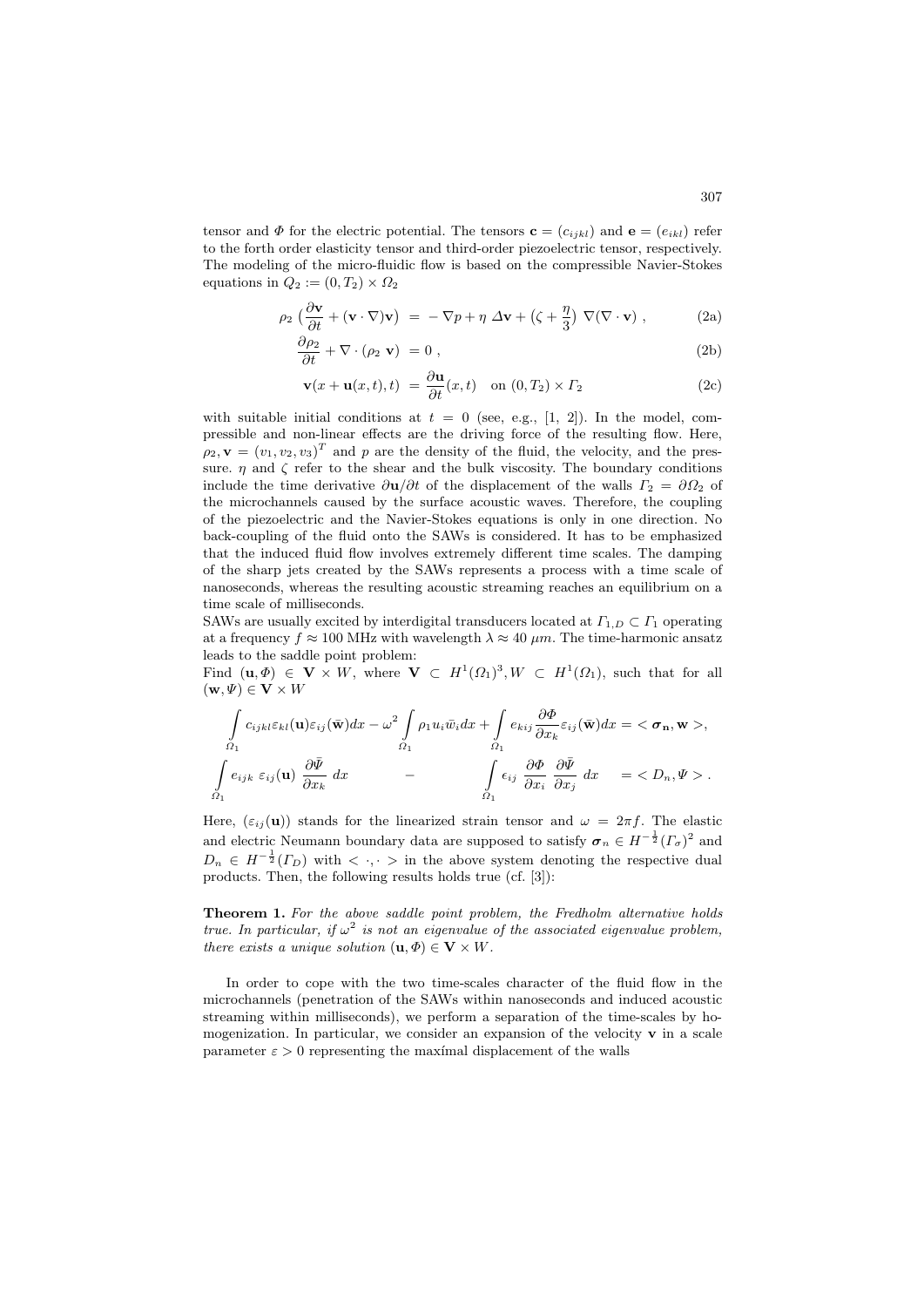tensor and $\Phi$ for the electric potential. The tensors $\mathbf{c} = (c_{ijkl})$ and $\mathbf{e} = (e_{ikl})$ refer to the forth order elasticity tensor and third-order piezoelectric tensor, respectively. The modeling of the micro-fluidic flow is based on the compressible Navier-Stokes equations in $Q_2 := (0, T_2) \times \Omega_2$

$$\rho_2 \left(\frac{\partial \mathbf{v}}{\partial t} + (\mathbf{v} \cdot \nabla)\mathbf{v}\right) = -\nabla p + \eta \, \Delta \mathbf{v} + \left(\zeta + \frac{\eta}{3}\right) \nabla(\nabla \cdot \mathbf{v}) \;, \tag{2a}$$

$$\frac{\partial \rho_2}{\partial t} + \nabla \cdot (\rho_2 \; \mathbf{v}) = 0 \;, \tag{2b}$$

$$\mathbf{v}(x + \mathbf{u}(x,t), t) = \frac{\partial \mathbf{u}}{\partial t}(x,t) \quad \text{on } (0, T_2) \times \Gamma_2 \tag{2c}$$

with suitable initial conditions at $t = 0$ (see, e.g., [1, 2]). In the model, compressible and non-linear effects are the driving force of the resulting flow. Here, $\rho_2, \mathbf{v} = (v_1, v_2, v_3)^T$ and $p$ are the density of the fluid, the velocity, and the pressure. $\eta$ and $\zeta$ refer to the shear and the bulk viscosity. The boundary conditions include the time derivative $\partial \mathbf{u}/\partial t$ of the displacement of the walls $\Gamma_2 = \partial \Omega_2$ of the microchannels caused by the surface acoustic waves. Therefore, the coupling of the piezoelectric and the Navier-Stokes equations is only in one direction. No back-coupling of the fluid onto the SAWs is considered. It has to be emphasized that the induced fluid flow involves extremely different time scales. The damping of the sharp jets created by the SAWs represents a process with a time scale of nanoseconds, whereas the resulting acoustic streaming reaches an equilibrium on a time scale of milliseconds.

SAWs are usually excited by interdigital transducers located at $\Gamma_{1,D} \subset \Gamma_1$ operating at a frequency $f \approx 100$ MHz with wavelength $\lambda \approx 40\ \mu m$. The time-harmonic ansatz leads to the saddle point problem:

Find $(\mathbf{u}, \Phi) \in \mathbf{V} \times W$, where $\mathbf{V} \subset H^1(\Omega_1)^3, W \subset H^1(\Omega_1)$, such that for all $(\mathbf{w}, \Psi) \in \mathbf{V} \times W$

$$\int_{\Omega_1} c_{ijkl} \varepsilon_{kl}(\mathbf{u}) \varepsilon_{ij}(\bar{\mathbf{w}}) dx - \omega^2 \int_{\Omega_1} \rho_1 u_i \bar{w}_i dx + \int_{\Omega_1} e_{kij} \frac{\partial \Phi}{\partial x_k} \varepsilon_{ij}(\bar{\mathbf{w}}) dx = <\boldsymbol{\sigma}_\mathbf{n}, \mathbf{w}>,$$

$$\int_{\Omega_1} e_{ijk} \; \varepsilon_{ij}(\mathbf{u}) \; \frac{\partial \bar{\Psi}}{\partial x_k} \; dx \qquad - \qquad \int_{\Omega_1} \epsilon_{ij} \; \frac{\partial \Phi}{\partial x_i} \; \frac{\partial \bar{\Psi}}{\partial x_j} \; dx \quad = < D_n, \Psi > .$$

Here, $(\varepsilon_{ij}(\mathbf{u}))$ stands for the linearized strain tensor and $\omega = 2\pi f$. The elastic and electric Neumann boundary data are supposed to satisfy $\boldsymbol{\sigma}_n \in H^{-\frac{1}{2}}(\Gamma_\sigma)^2$ and $D_n \in H^{-\frac{1}{2}}(\Gamma_D)$ with $< \cdot, \cdot >$ in the above system denoting the respective dual products. Then, the following results holds true (cf. [3]):

**Theorem 1.** *For the above saddle point problem, the Fredholm alternative holds true. In particular, if $\omega^2$ is not an eigenvalue of the associated eigenvalue problem, there exists a unique solution $(\mathbf{u}, \Phi) \in \mathbf{V} \times W$.*

In order to cope with the two time-scales character of the fluid flow in the microchannels (penetration of the SAWs within nanoseconds and induced acoustic streaming within milliseconds), we perform a separation of the time-scales by homogenization. In particular, we consider an expansion of the velocity $\mathbf{v}$ in a scale parameter $\varepsilon > 0$ representing the maxímal displacement of the walls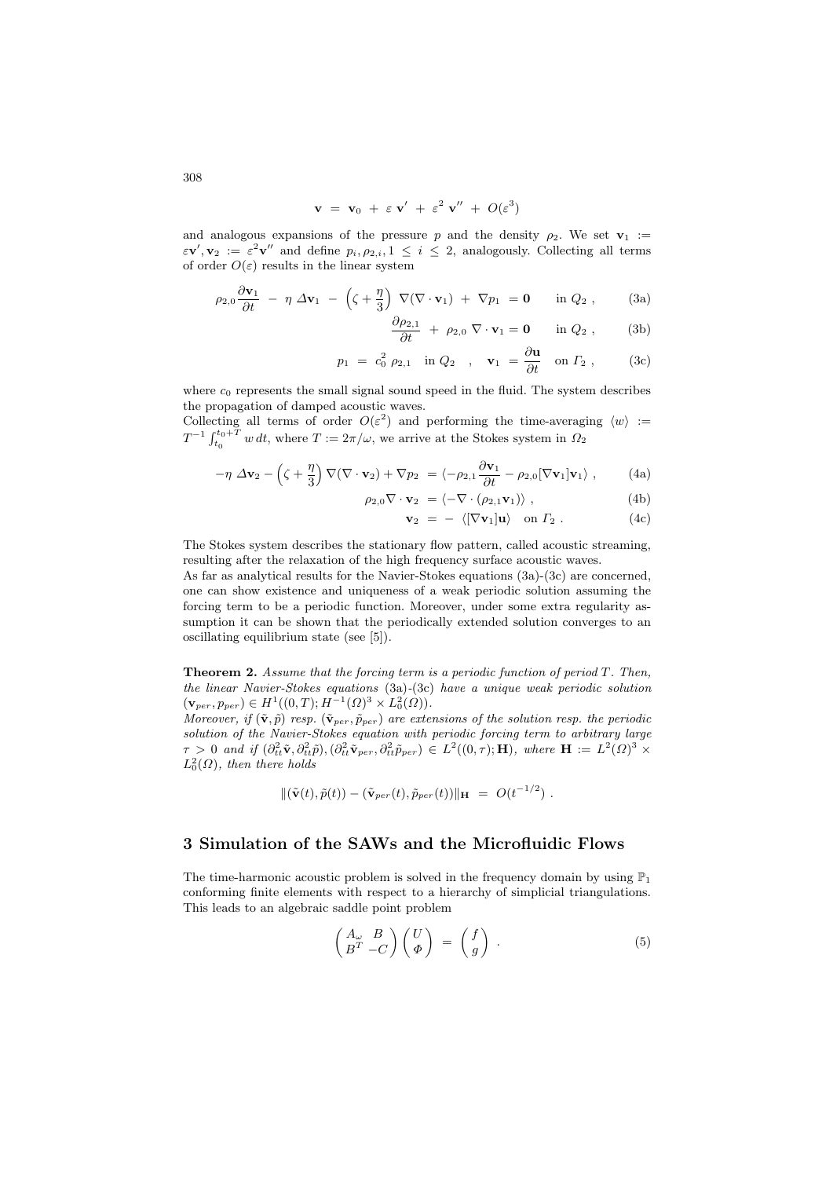$$\mathbf{v} \ = \ \mathbf{v}_0 \ + \ \varepsilon \ \mathbf{v}' \ + \ \varepsilon^2 \ \mathbf{v}'' \ + \ O(\varepsilon^3)$$

and analogous expansions of the pressure $p$ and the density $\rho_2$. We set $\mathbf{v}_1 := \varepsilon \mathbf{v}', \mathbf{v}_2 := \varepsilon^2 \mathbf{v}''$ and define $p_i, \rho_{2,i}, 1 \le i \le 2$, analogously. Collecting all terms of order $O(\varepsilon)$ results in the linear system

$$\rho_{2,0} \frac{\partial \mathbf{v}_1}{\partial t} \ - \ \eta \ \Delta \mathbf{v}_1 \ - \ \left(\zeta + \frac{\eta}{3}\right) \ \nabla(\nabla \cdot \mathbf{v}_1) \ + \ \nabla p_1 \ = \mathbf{0} \qquad \text{in } Q_2 \ , \tag{3a}$$

$$\frac{\partial \rho_{2,1}}{\partial t} \ + \ \rho_{2,0} \ \nabla \cdot \mathbf{v}_1 = \mathbf{0} \qquad \text{in } Q_2 \ , \tag{3b}$$

$$p_1 \ = \ c_0^2 \ \rho_{2,1} \quad \text{in } Q_2 \quad , \quad \mathbf{v}_1 \ = \frac{\partial \mathbf{u}}{\partial t} \quad \text{on } \Gamma_2 \ , \tag{3c}$$

where $c_0$ represents the small signal sound speed in the fluid. The system describes the propagation of damped acoustic waves.
Collecting all terms of order $O(\varepsilon^2)$ and performing the time-averaging $\langle w \rangle := T^{-1} \int_{t_0}^{t_0+T} w \, dt$, where $T := 2\pi/\omega$, we arrive at the Stokes system in $\Omega_2$

$$-\eta \ \Delta \mathbf{v}_2 - \left(\zeta + \frac{\eta}{3}\right) \nabla(\nabla \cdot \mathbf{v}_2) + \nabla p_2 \ = \langle -\rho_{2,1} \frac{\partial \mathbf{v}_1}{\partial t} - \rho_{2,0} [\nabla \mathbf{v}_1] \mathbf{v}_1 \rangle \ , \tag{4a}$$

$$\rho_{2,0} \nabla \cdot \mathbf{v}_2 \ = \langle -\nabla \cdot (\rho_{2,1} \mathbf{v}_1) \rangle \ , \tag{4b}$$

$$\mathbf{v}_2 \ = \ - \ \langle [\nabla \mathbf{v}_1] \mathbf{u} \rangle \quad \text{on } \Gamma_2 \ . \tag{4c}$$

The Stokes system describes the stationary flow pattern, called acoustic streaming, resulting after the relaxation of the high frequency surface acoustic waves.
As far as analytical results for the Navier-Stokes equations (3a)-(3c) are concerned, one can show existence and uniqueness of a weak periodic solution assuming the forcing term to be a periodic function. Moreover, under some extra regularity assumption it can be shown that the periodically extended solution converges to an oscillating equilibrium state (see [5]).

**Theorem 2.** *Assume that the forcing term is a periodic function of period $T$. Then, the linear Navier-Stokes equations* (3a)-(3c) *have a unique weak periodic solution* $(\mathbf{v}_{per}, p_{per}) \in H^1((0,T); H^{-1}(\Omega)^3 \times L_0^2(\Omega))$.
*Moreover, if $(\tilde{\mathbf{v}}, \tilde{p})$ resp. $(\tilde{\mathbf{v}}_{per}, \tilde{p}_{per})$ are extensions of the solution resp. the periodic solution of the Navier-Stokes equation with periodic forcing term to arbitrary large $\tau > 0$ and if $(\partial_{tt}^2 \tilde{\mathbf{v}}, \partial_{tt}^2 \tilde{p}), (\partial_{tt}^2 \tilde{\mathbf{v}}_{per}, \partial_{tt}^2 \tilde{p}_{per}) \in L^2((0,\tau); \mathbf{H})$, where $\mathbf{H} := L^2(\Omega)^3 \times L_0^2(\Omega)$, then there holds*

$$\|(\tilde{\mathbf{v}}(t), \tilde{p}(t)) - (\tilde{\mathbf{v}}_{per}(t), \tilde{p}_{per}(t))\|_{\mathbf{H}} \ = \ O(t^{-1/2}) \ .$$

## 3 Simulation of the SAWs and the Microfluidic Flows

The time-harmonic acoustic problem is solved in the frequency domain by using $\mathbb{P}_1$ conforming finite elements with respect to a hierarchy of simplicial triangulations. This leads to an algebraic saddle point problem

$$\begin{pmatrix} A_\omega & B \\ B^T & -C \end{pmatrix} \begin{pmatrix} U \\ \Phi \end{pmatrix} \ = \ \begin{pmatrix} f \\ g \end{pmatrix} \ . \tag{5}$$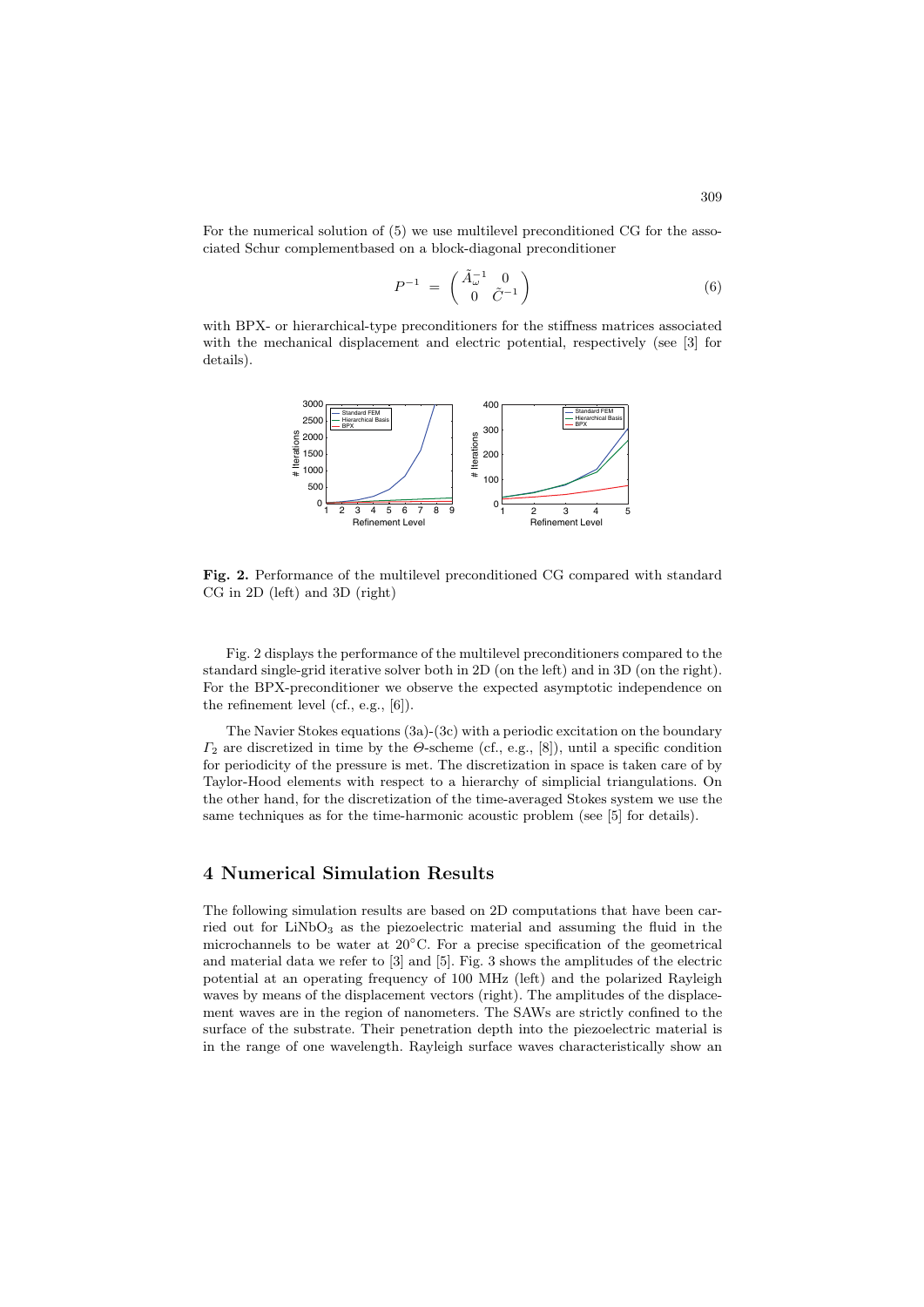For the numerical solution of (5) we use multilevel preconditioned CG for the associated Schur complementbased on a block-diagonal preconditioner

$$P^{-1} \ = \ \begin{pmatrix} \tilde{A}_\omega^{-1} & 0 \\ 0 & \tilde{C}^{-1} \end{pmatrix} \tag{6}$$

with BPX- or hierarchical-type preconditioners for the stiffness matrices associated with the mechanical displacement and electric potential, respectively (see [3] for details).

**Fig. 2.** Performance of the multilevel preconditioned CG compared with standard CG in 2D (left) and 3D (right)

Fig. 2 displays the performance of the multilevel preconditioners compared to the standard single-grid iterative solver both in 2D (on the left) and in 3D (on the right). For the BPX-preconditioner we observe the expected asymptotic independence on the refinement level (cf., e.g., [6]).

The Navier Stokes equations (3a)-(3c) with a periodic excitation on the boundary $\Gamma_2$ are discretized in time by the $\Theta$-scheme (cf., e.g., [8]), until a specific condition for periodicity of the pressure is met. The discretization in space is taken care of by Taylor-Hood elements with respect to a hierarchy of simplicial triangulations. On the other hand, for the discretization of the time-averaged Stokes system we use the same techniques as for the time-harmonic acoustic problem (see [5] for details).

## 4 Numerical Simulation Results

The following simulation results are based on 2D computations that have been carried out for $LiNbO_3$ as the piezoelectric material and assuming the fluid in the microchannels to be water at $20^\circ$C. For a precise specification of the geometrical and material data we refer to [3] and [5]. Fig. 3 shows the amplitudes of the electric potential at an operating frequency of 100 MHz (left) and the polarized Rayleigh waves by means of the displacement vectors (right). The amplitudes of the displacement waves are in the region of nanometers. The SAWs are strictly confined to the surface of the substrate. Their penetration depth into the piezoelectric material is in the range of one wavelength. Rayleigh surface waves characteristically show an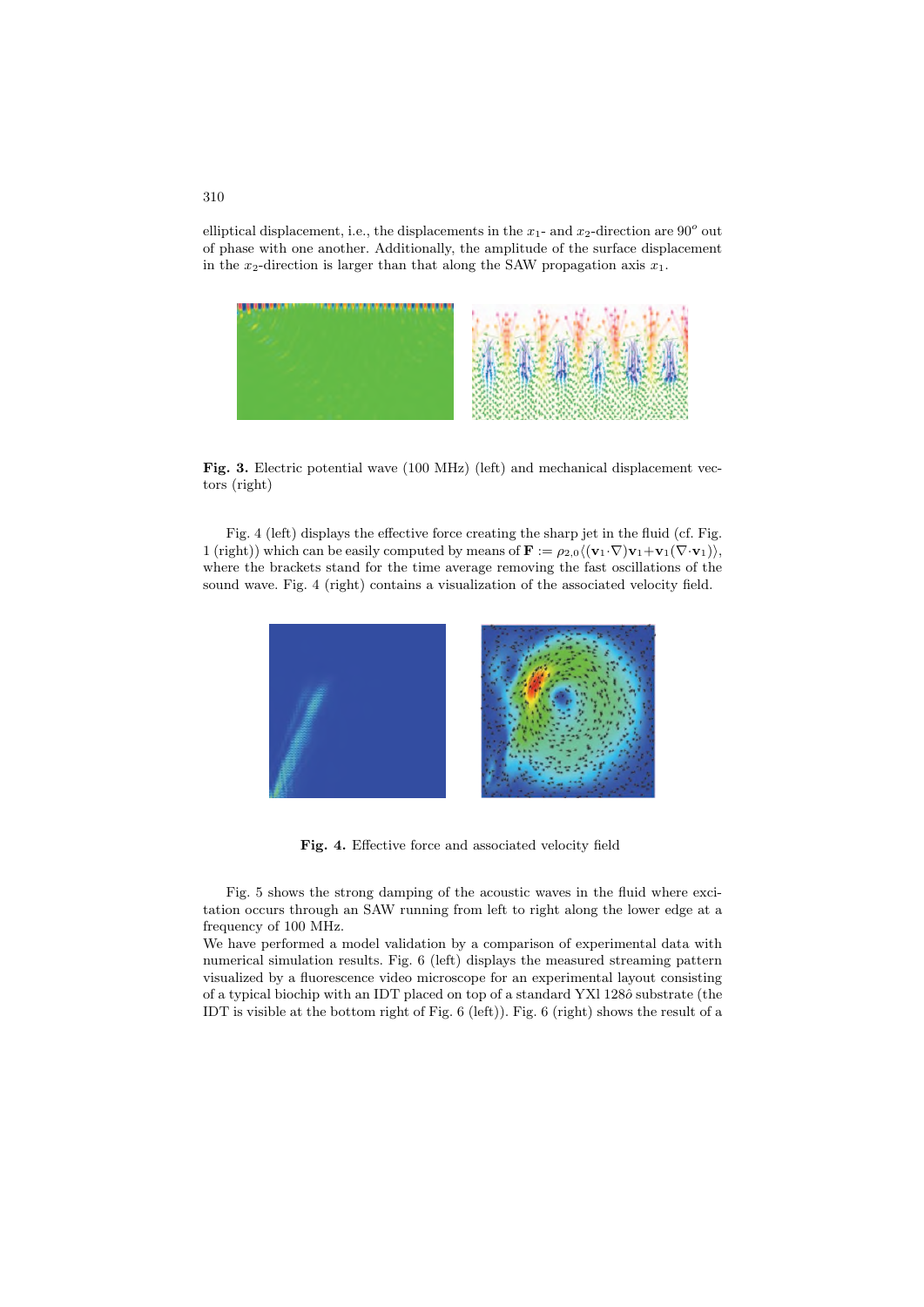elliptical displacement, i.e., the displacements in the $x_1$- and $x_2$-direction are $90^o$ out of phase with one another. Additionally, the amplitude of the surface displacement in the $x_2$-direction is larger than that along the SAW propagation axis $x_1$.

**Fig. 3.** Electric potential wave (100 MHz) (left) and mechanical displacement vectors (right)

Fig. 4 (left) displays the effective force creating the sharp jet in the fluid (cf. Fig. 1 (right)) which can be easily computed by means of $\mathbf{F} := \rho_{2,0}\langle(\mathbf{v}_1\cdot\nabla)\mathbf{v}_1+\mathbf{v}_1(\nabla\cdot\mathbf{v}_1)\rangle$, where the brackets stand for the time average removing the fast oscillations of the sound wave. Fig. 4 (right) contains a visualization of the associated velocity field.

**Fig. 4.** Effective force and associated velocity field

Fig. 5 shows the strong damping of the acoustic waves in the fluid where excitation occurs through an SAW running from left to right along the lower edge at a frequency of 100 MHz.

We have performed a model validation by a comparison of experimental data with numerical simulation results. Fig. 6 (left) displays the measured streaming pattern visualized by a fluorescence video microscope for an experimental layout consisting of a typical biochip with an IDT placed on top of a standard YXl 128ô substrate (the IDT is visible at the bottom right of Fig. 6 (left)). Fig. 6 (right) shows the result of a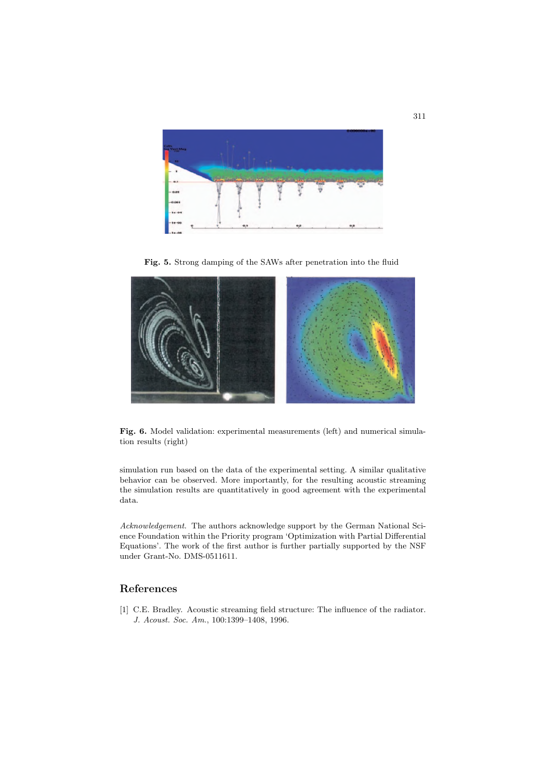Fig. 5. Strong damping of the SAWs after penetration into the fluid

Fig. 6. Model validation: experimental measurements (left) and numerical simulation results (right)

simulation run based on the data of the experimental setting. A similar qualitative behavior can be observed. More importantly, for the resulting acoustic streaming the simulation results are quantitatively in good agreement with the experimental data.

*Acknowledgement.* The authors acknowledge support by the German National Science Foundation within the Priority program 'Optimization with Partial Differential Equations'. The work of the first author is further partially supported by the NSF under Grant-No. DMS-0511611.

## References

[1] C.E. Bradley. Acoustic streaming field structure: The influence of the radiator. *J. Acoust. Soc. Am.*, 100:1399–1408, 1996.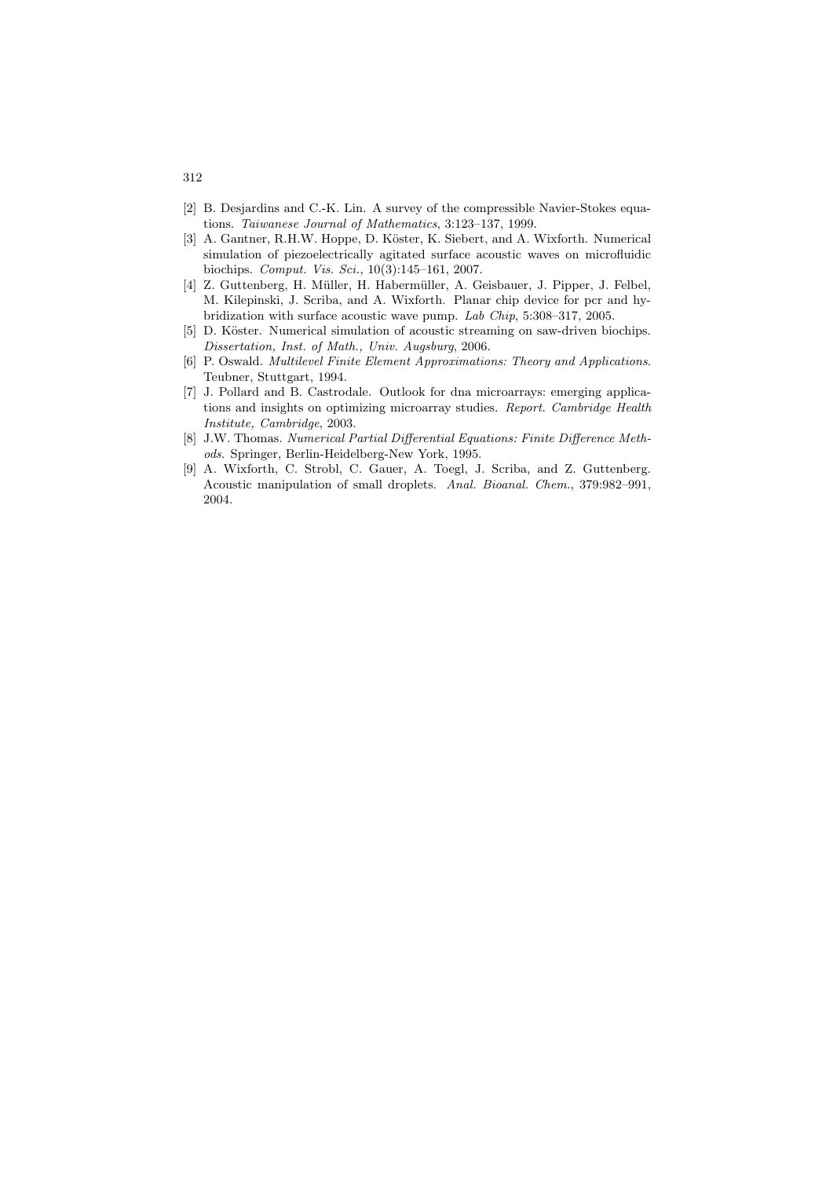[2] B. Desjardins and C.-K. Lin. A survey of the compressible Navier-Stokes equations. *Taiwanese Journal of Mathematics*, 3:123–137, 1999.

[3] A. Gantner, R.H.W. Hoppe, D. Köster, K. Siebert, and A. Wixforth. Numerical simulation of piezoelectrically agitated surface acoustic waves on microfluidic biochips. *Comput. Vis. Sci.*, 10(3):145–161, 2007.

[4] Z. Guttenberg, H. Müller, H. Habermüller, A. Geisbauer, J. Pipper, J. Felbel, M. Kilepinski, J. Scriba, and A. Wixforth. Planar chip device for pcr and hybridization with surface acoustic wave pump. *Lab Chip*, 5:308–317, 2005.

[5] D. Köster. Numerical simulation of acoustic streaming on saw-driven biochips. *Dissertation, Inst. of Math., Univ. Augsburg*, 2006.

[6] P. Oswald. *Multilevel Finite Element Approximations: Theory and Applications*. Teubner, Stuttgart, 1994.

[7] J. Pollard and B. Castrodale. Outlook for dna microarrays: emerging applications and insights on optimizing microarray studies. *Report. Cambridge Health Institute, Cambridge*, 2003.

[8] J.W. Thomas. *Numerical Partial Differential Equations: Finite Difference Methods*. Springer, Berlin-Heidelberg-New York, 1995.

[9] A. Wixforth, C. Strobl, C. Gauer, A. Toegl, J. Scriba, and Z. Guttenberg. Acoustic manipulation of small droplets. *Anal. Bioanal. Chem.*, 379:982–991, 2004.